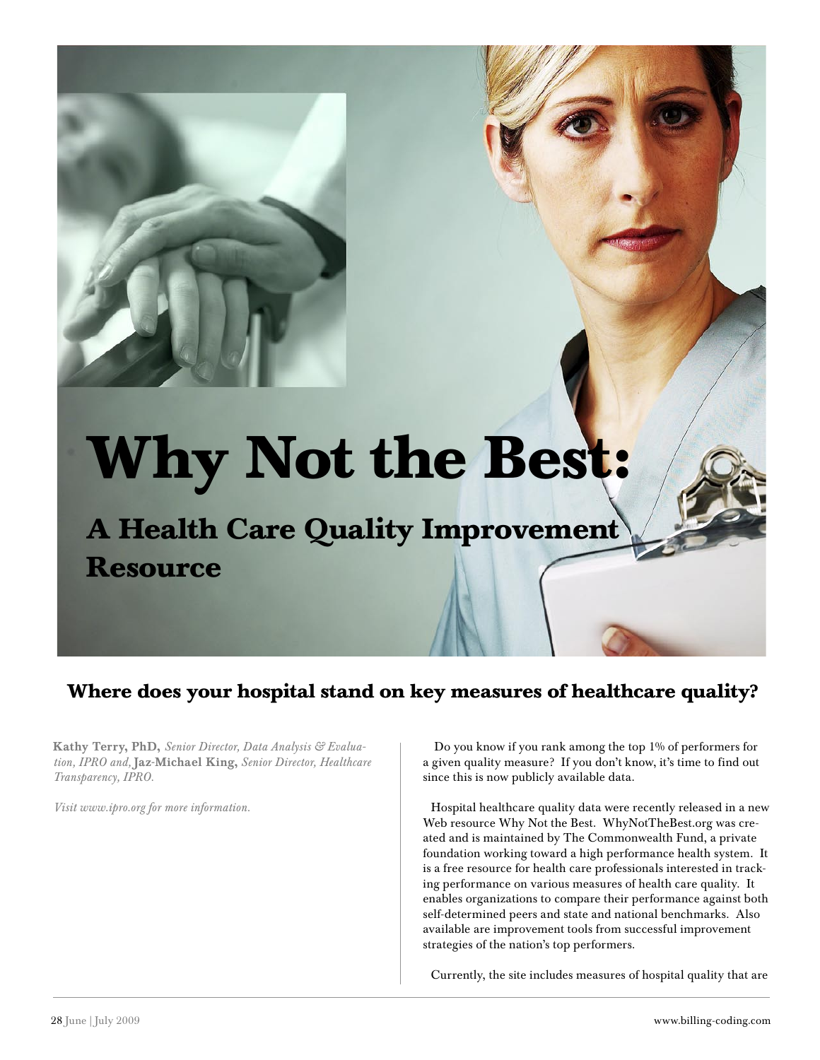# Why Not the Best:

## A Health Care Quality Improvement Resource

### Where does your hospital stand on key measures of healthcare quality?

**Kathy Terry, PhD,** *Senior Director, Data Analysis & Evaluation, IPRO and,* **Jaz-Michael King,** *Senior Director, Healthcare Transparency, IPRO.*

*Visit www.ipro.org for more information.*

Do you know if you rank among the top 1% of performers for a given quality measure? If you don't know, it's time to find out since this is now publicly available data.

Hospital healthcare quality data were recently released in a new Web resource Why Not the Best. WhyNotTheBest.org was created and is maintained by The Commonwealth Fund, a private foundation working toward a high performance health system. It is a free resource for health care professionals interested in tracking performance on various measures of health care quality. It enables organizations to compare their performance against both self-determined peers and state and national benchmarks. Also available are improvement tools from successful improvement strategies of the nation's top performers.

Currently, the site includes measures of hospital quality that are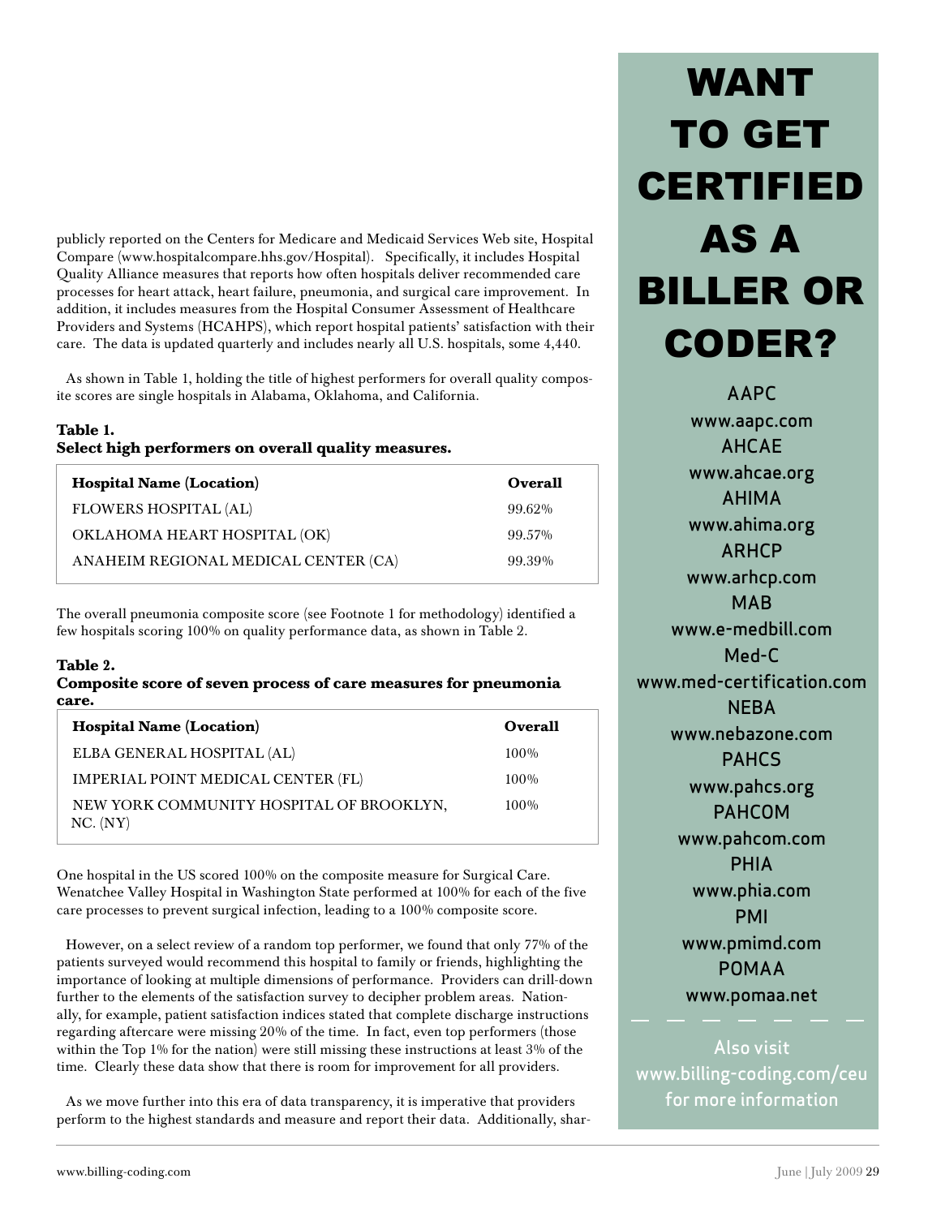publicly reported on the Centers for Medicare and Medicaid Services Web site, Hospital Compare (www.hospitalcompare.hhs.gov/Hospital). Specifically, it includes Hospital Quality Alliance measures that reports how often hospitals deliver recommended care processes for heart attack, heart failure, pneumonia, and surgical care improvement. In addition, it includes measures from the Hospital Consumer Assessment of Healthcare Providers and Systems (HCAHPS), which report hospital patients' satisfaction with their care. The data is updated quarterly and includes nearly all U.S. hospitals, some 4,440.

As shown in Table 1, holding the title of highest performers for overall quality composite scores are single hospitals in Alabama, Oklahoma, and California.

**Table 1.**
**Select high performers on overall quality measures.**

| Hospital Name (Location) | Overall |
|---|---|
| FLOWERS HOSPITAL (AL) | 99.62% |
| OKLAHOMA HEART HOSPITAL (OK) | 99.57% |
| ANAHEIM REGIONAL MEDICAL CENTER (CA) | 99.39% |

The overall pneumonia composite score (see Footnote 1 for methodology) identified a few hospitals scoring 100% on quality performance data, as shown in Table 2.

**Table 2.**
**Composite score of seven process of care measures for pneumonia care.**

| Hospital Name (Location) | Overall |
|---|---|
| ELBA GENERAL HOSPITAL (AL) | 100% |
| IMPERIAL POINT MEDICAL CENTER (FL) | 100% |
| NEW YORK COMMUNITY HOSPITAL OF BROOKLYN, NC. (NY) | 100% |

One hospital in the US scored 100% on the composite measure for Surgical Care. Wenatchee Valley Hospital in Washington State performed at 100% for each of the five care processes to prevent surgical infection, leading to a 100% composite score.

However, on a select review of a random top performer, we found that only 77% of the patients surveyed would recommend this hospital to family or friends, highlighting the importance of looking at multiple dimensions of performance. Providers can drill-down further to the elements of the satisfaction survey to decipher problem areas. Nationally, for example, patient satisfaction indices stated that complete discharge instructions regarding aftercare were missing 20% of the time. In fact, even top performers (those within the Top 1% for the nation) were still missing these instructions at least 3% of the time. Clearly these data show that there is room for improvement for all providers.

As we move further into this era of data transparency, it is imperative that providers perform to the highest standards and measure and report their data. Additionally, shar-

# WANT TO GET CERTIFIED AS A BILLER OR CODER?

AAPC
www.aapc.com
AHCAE
www.ahcae.org
AHIMA
www.ahima.org
ARHCP
www.arhcp.com
MAB
www.e-medbill.com
Med-C
www.med-certification.com
NEBA
www.nebazone.com
PAHCS
www.pahcs.org
PAHCOM
www.pahcom.com
PHIA
www.phia.com
PMI
www.pmimd.com
POMAA
www.pomaa.net

Also visit www.billing-coding.com/ceu for more information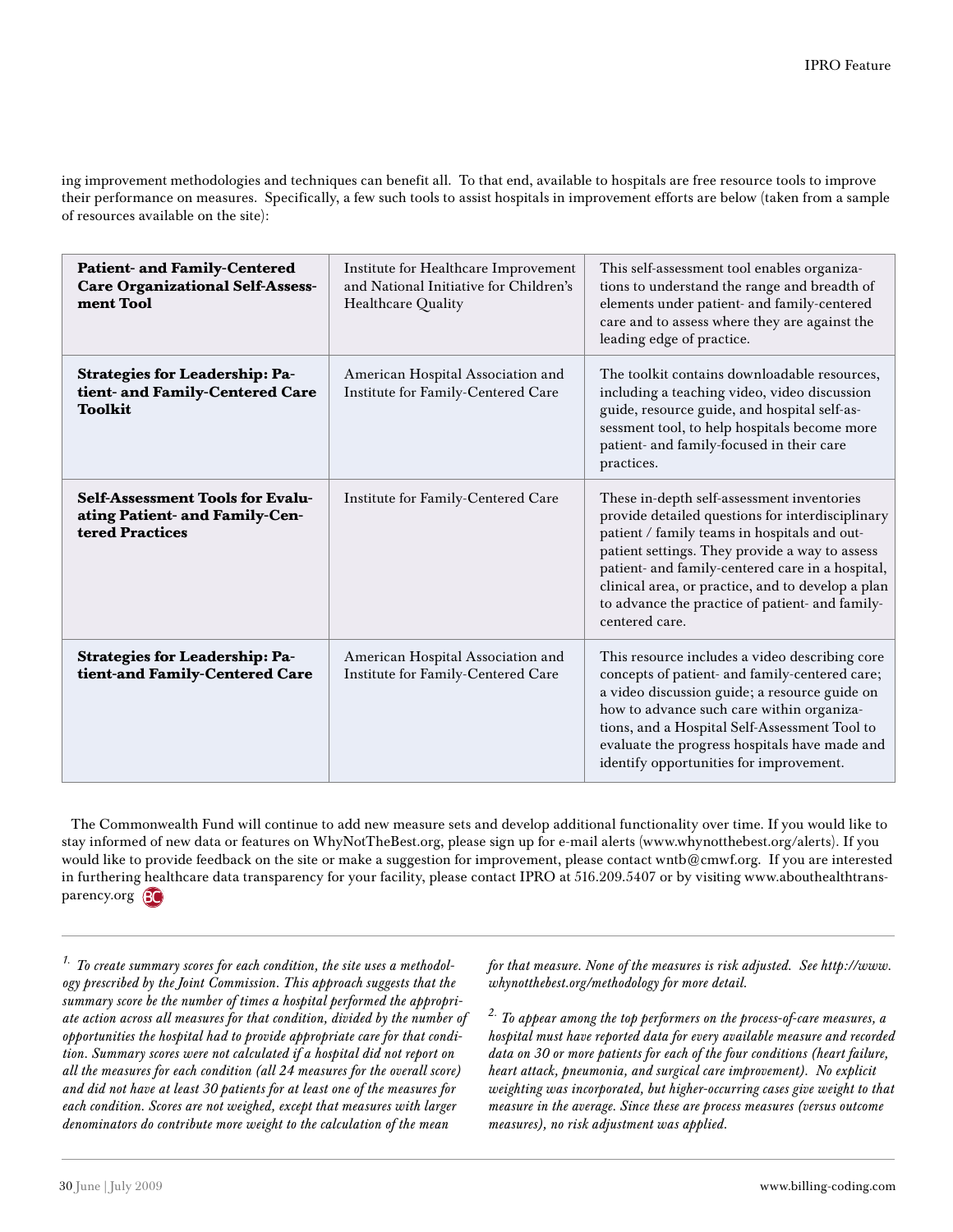ing improvement methodologies and techniques can benefit all. To that end, available to hospitals are free resource tools to improve their performance on measures. Specifically, a few such tools to assist hospitals in improvement efforts are below (taken from a sample of resources available on the site):

| | | |
|---|---|---|
| **Patient- and Family-Centered Care Organizational Self-Assessment Tool** | Institute for Healthcare Improvement and National Initiative for Children's Healthcare Quality | This self-assessment tool enables organizations to understand the range and breadth of elements under patient- and family-centered care and to assess where they are against the leading edge of practice. |
| **Strategies for Leadership: Patient- and Family-Centered Care Toolkit** | American Hospital Association and Institute for Family-Centered Care | The toolkit contains downloadable resources, including a teaching video, video discussion guide, resource guide, and hospital self-assessment tool, to help hospitals become more patient- and family-focused in their care practices. |
| **Self-Assessment Tools for Evaluating Patient- and Family-Centered Practices** | Institute for Family-Centered Care | These in-depth self-assessment inventories provide detailed questions for interdisciplinary patient / family teams in hospitals and outpatient settings. They provide a way to assess patient- and family-centered care in a hospital, clinical area, or practice, and to develop a plan to advance the practice of patient- and family-centered care. |
| **Strategies for Leadership: Patient-and Family-Centered Care** | American Hospital Association and Institute for Family-Centered Care | This resource includes a video describing core concepts of patient- and family-centered care; a video discussion guide; a resource guide on how to advance such care within organizations, and a Hospital Self-Assessment Tool to evaluate the progress hospitals have made and identify opportunities for improvement. |

The Commonwealth Fund will continue to add new measure sets and develop additional functionality over time. If you would like to stay informed of new data or features on WhyNotTheBest.org, please sign up for e-mail alerts (www.whynotthebest.org/alerts). If you would like to provide feedback on the site or make a suggestion for improvement, please contact wntb@cmwf.org. If you are interested in furthering healthcare data transparency for your facility, please contact IPRO at 516.209.5407 or by visiting www.abouthealthtransparency.org

---

*[1] To create summary scores for each condition, the site uses a methodology prescribed by the Joint Commission. This approach suggests that the summary score be the number of times a hospital performed the appropriate action across all measures for that condition, divided by the number of opportunities the hospital had to provide appropriate care for that condition. Summary scores were not calculated if a hospital did not report on all the measures for each condition (all 24 measures for the overall score) and did not have at least 30 patients for at least one of the measures for each condition. Scores are not weighed, except that measures with larger denominators do contribute more weight to the calculation of the mean for that measure. None of the measures is risk adjusted. See http://www.whynotthebest.org/methodology for more detail.*

*[2] To appear among the top performers on the process-of-care measures, a hospital must have reported data for every available measure and recorded data on 30 or more patients for each of the four conditions (heart failure, heart attack, pneumonia, and surgical care improvement). No explicit weighting was incorporated, but higher-occurring cases give weight to that measure in the average. Since these are process measures (versus outcome measures), no risk adjustment was applied.*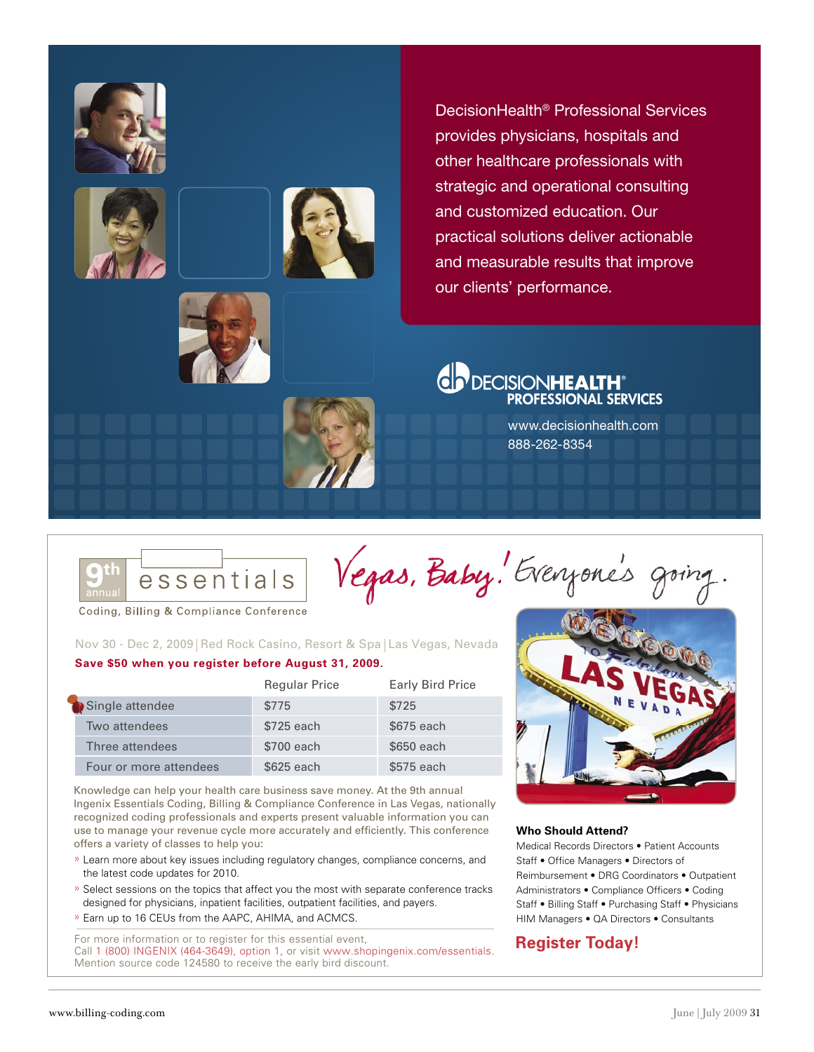DecisionHealth® Professional Services provides physicians, hospitals and other healthcare professionals with strategic and operational consulting and customized education. Our practical solutions deliver actionable and measurable results that improve our clients' performance.

**DECISIONHEALTH® PROFESSIONAL SERVICES**

www.decisionhealth.com
888-262-8354

---

# 9th annual essentials

Coding, Billing & Compliance Conference

*Vegas, Baby! Everyone's going.*

Nov 30 - Dec 2, 2009 | Red Rock Casino, Resort & Spa | Las Vegas, Nevada

**Save $50 when you register before August 31, 2009.**

| | Regular Price | Early Bird Price |
|---|---|---|
| Single attendee | $775 | $725 |
| Two attendees | $725 each | $675 each |
| Three attendees | $700 each | $650 each |
| Four or more attendees | $625 each | $575 each |

Knowledge can help your health care business save money. At the 9th annual Ingenix Essentials Coding, Billing & Compliance Conference in Las Vegas, nationally recognized coding professionals and experts present valuable information you can use to manage your revenue cycle more accurately and efficiently. This conference offers a variety of classes to help you:

- Learn more about key issues including regulatory changes, compliance concerns, and the latest code updates for 2010.
- Select sessions on the topics that affect you the most with separate conference tracks designed for physicians, inpatient facilities, outpatient facilities, and payers.
- Earn up to 16 CEUs from the AAPC, AHIMA, and ACMCS.

For more information or to register for this essential event,
Call 1 (800) INGENIX (464-3649), option 1, or visit www.shopingenix.com/essentials.
Mention source code 124580 to receive the early bird discount.

**Who Should Attend?**

Medical Records Directors • Patient Accounts Staff • Office Managers • Directors of Reimbursement • DRG Coordinators • Outpatient Administrators • Compliance Officers • Coding Staff • Billing Staff • Purchasing Staff • Physicians HIM Managers • QA Directors • Consultants

**Register Today!**